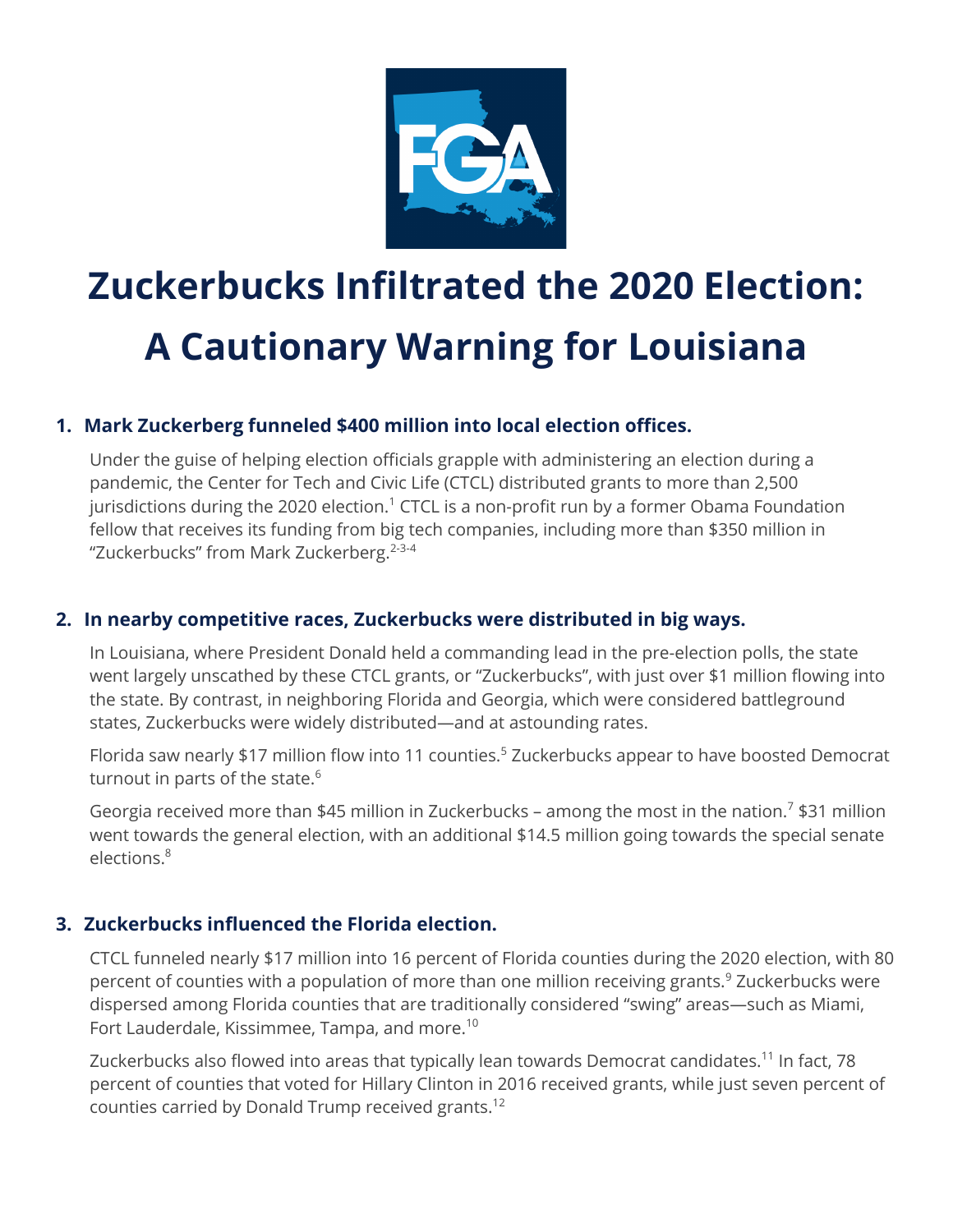# Zuckerbucks Infiltrated the 2020 Election: A Cautionary Warning for Louisiana

### 1. Mark Zuckerberg funneled $400 million into local election offices.

Under the guise of helping election officials grapple with administering an election during a pandemic, the Center for Tech and Civic Life (CTCL) distributed grants to more than 2,500 jurisdictions during the 2020 election.[1] CTCL is a non-profit run by a former Obama Foundation fellow that receives its funding from big tech companies, including more than $350 million in "Zuckerbucks" from Mark Zuckerberg.[2-3-4]

### 2. In nearby competitive races, Zuckerbucks were distributed in big ways.

In Louisiana, where President Donald held a commanding lead in the pre-election polls, the state went largely unscathed by these CTCL grants, or "Zuckerbucks", with just over $1 million flowing into the state. By contrast, in neighboring Florida and Georgia, which were considered battleground states, Zuckerbucks were widely distributed—and at astounding rates.

Florida saw nearly $17 million flow into 11 counties.[5] Zuckerbucks appear to have boosted Democrat turnout in parts of the state.[6]

Georgia received more than $45 million in Zuckerbucks – among the most in the nation.[7] $31 million went towards the general election, with an additional $14.5 million going towards the special senate elections.[8]

### 3. Zuckerbucks influenced the Florida election.

CTCL funneled nearly $17 million into 16 percent of Florida counties during the 2020 election, with 80 percent of counties with a population of more than one million receiving grants.[9] Zuckerbucks were dispersed among Florida counties that are traditionally considered "swing" areas—such as Miami, Fort Lauderdale, Kissimmee, Tampa, and more.[10]

Zuckerbucks also flowed into areas that typically lean towards Democrat candidates.[11] In fact, 78 percent of counties that voted for Hillary Clinton in 2016 received grants, while just seven percent of counties carried by Donald Trump received grants.[12]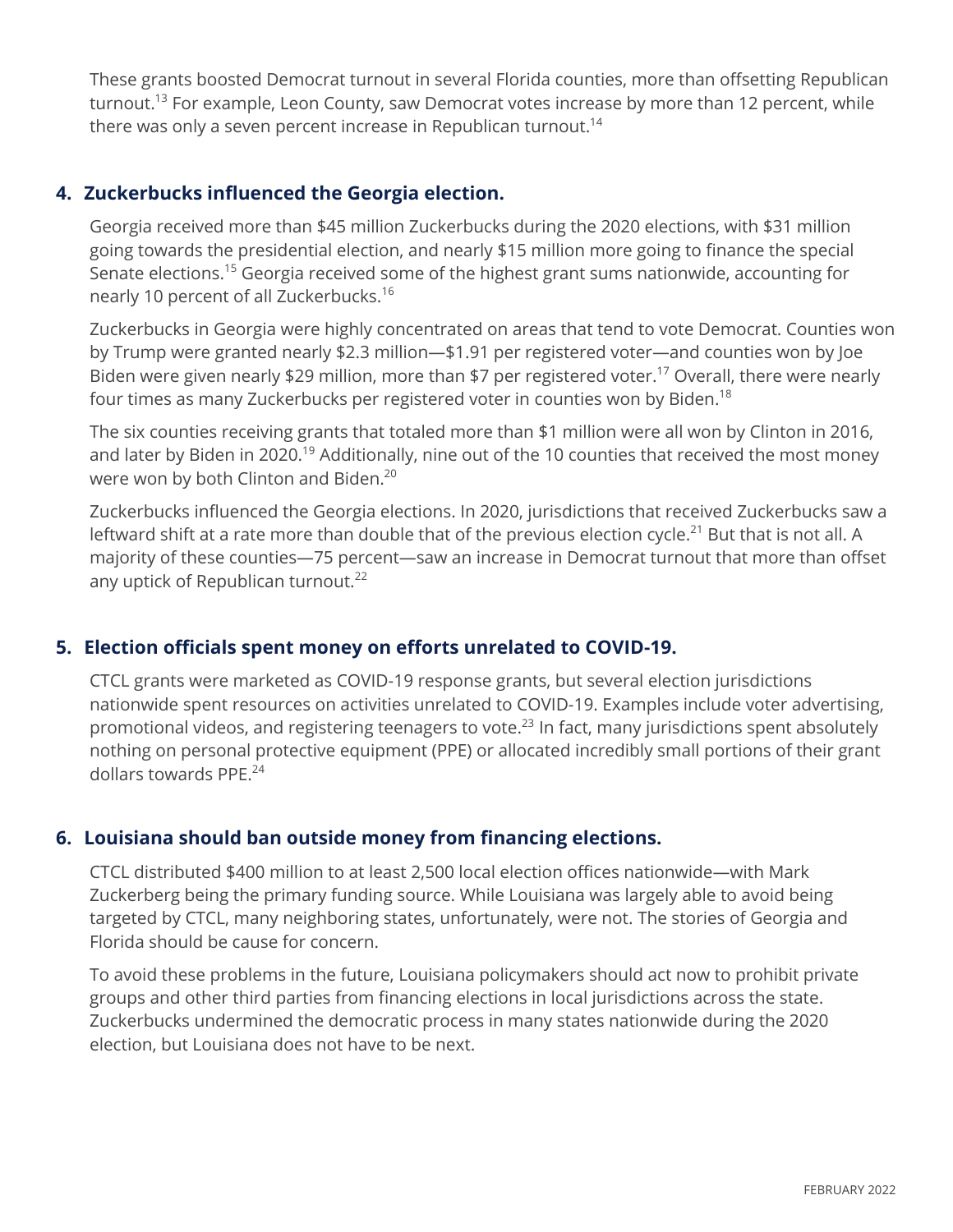These grants boosted Democrat turnout in several Florida counties, more than offsetting Republican turnout.[13] For example, Leon County, saw Democrat votes increase by more than 12 percent, while there was only a seven percent increase in Republican turnout.[14]

## 4. Zuckerbucks influenced the Georgia election.

Georgia received more than $45 million Zuckerbucks during the 2020 elections, with $31 million going towards the presidential election, and nearly $15 million more going to finance the special Senate elections.[15] Georgia received some of the highest grant sums nationwide, accounting for nearly 10 percent of all Zuckerbucks.[16]

Zuckerbucks in Georgia were highly concentrated on areas that tend to vote Democrat. Counties won by Trump were granted nearly $2.3 million—$1.91 per registered voter—and counties won by Joe Biden were given nearly $29 million, more than $7 per registered voter.[17] Overall, there were nearly four times as many Zuckerbucks per registered voter in counties won by Biden.[18]

The six counties receiving grants that totaled more than $1 million were all won by Clinton in 2016, and later by Biden in 2020.[19] Additionally, nine out of the 10 counties that received the most money were won by both Clinton and Biden.[20]

Zuckerbucks influenced the Georgia elections. In 2020, jurisdictions that received Zuckerbucks saw a leftward shift at a rate more than double that of the previous election cycle.[21] But that is not all. A majority of these counties—75 percent—saw an increase in Democrat turnout that more than offset any uptick of Republican turnout.[22]

## 5. Election officials spent money on efforts unrelated to COVID-19.

CTCL grants were marketed as COVID-19 response grants, but several election jurisdictions nationwide spent resources on activities unrelated to COVID-19. Examples include voter advertising, promotional videos, and registering teenagers to vote.[23] In fact, many jurisdictions spent absolutely nothing on personal protective equipment (PPE) or allocated incredibly small portions of their grant dollars towards PPE.[24]

## 6. Louisiana should ban outside money from financing elections.

CTCL distributed $400 million to at least 2,500 local election offices nationwide—with Mark Zuckerberg being the primary funding source. While Louisiana was largely able to avoid being targeted by CTCL, many neighboring states, unfortunately, were not. The stories of Georgia and Florida should be cause for concern.

To avoid these problems in the future, Louisiana policymakers should act now to prohibit private groups and other third parties from financing elections in local jurisdictions across the state. Zuckerbucks undermined the democratic process in many states nationwide during the 2020 election, but Louisiana does not have to be next.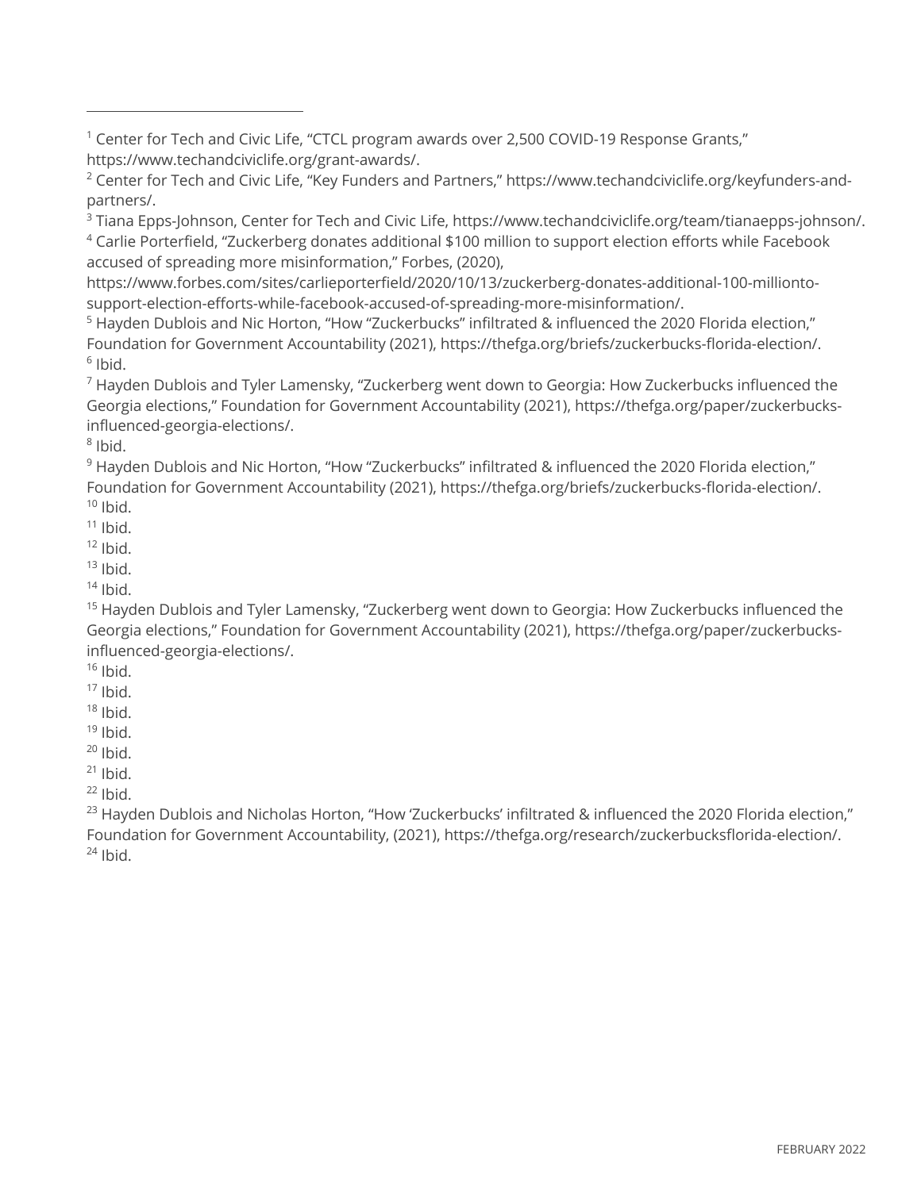[1] Center for Tech and Civic Life, "CTCL program awards over 2,500 COVID-19 Response Grants," https://www.techandciviclife.org/grant-awards/.

[2] Center for Tech and Civic Life, "Key Funders and Partners," https://www.techandciviclife.org/keyfunders-and-partners/.

[3] Tiana Epps-Johnson, Center for Tech and Civic Life, https://www.techandciviclife.org/team/tianaepps-johnson/.

[4] Carlie Porterfield, "Zuckerberg donates additional $100 million to support election efforts while Facebook accused of spreading more misinformation," Forbes, (2020), https://www.forbes.com/sites/carlieporterfield/2020/10/13/zuckerberg-donates-additional-100-milliontosupport-election-efforts-while-facebook-accused-of-spreading-more-misinformation/.

[5] Hayden Dublois and Nic Horton, "How "Zuckerbucks" infiltrated & influenced the 2020 Florida election," Foundation for Government Accountability (2021), https://thefga.org/briefs/zuckerbucks-florida-election/.

[6] Ibid.

[7] Hayden Dublois and Tyler Lamensky, "Zuckerberg went down to Georgia: How Zuckerbucks influenced the Georgia elections," Foundation for Government Accountability (2021), https://thefga.org/paper/zuckerbucks-influenced-georgia-elections/.

[8] Ibid.

[9] Hayden Dublois and Nic Horton, "How "Zuckerbucks" infiltrated & influenced the 2020 Florida election," Foundation for Government Accountability (2021), https://thefga.org/briefs/zuckerbucks-florida-election/.

[10] Ibid.

[11] Ibid.

[12] Ibid.

[13] Ibid.

[14] Ibid.

[15] Hayden Dublois and Tyler Lamensky, "Zuckerberg went down to Georgia: How Zuckerbucks influenced the Georgia elections," Foundation for Government Accountability (2021), https://thefga.org/paper/zuckerbucks-influenced-georgia-elections/.

[16] Ibid.

[17] Ibid.

[18] Ibid.

[19] Ibid.

[20] Ibid.

[21] Ibid.

[22] Ibid.

[23] Hayden Dublois and Nicholas Horton, "How 'Zuckerbucks' infiltrated & influenced the 2020 Florida election," Foundation for Government Accountability, (2021), https://thefga.org/research/zuckerbucksflorida-election/.

[24] Ibid.